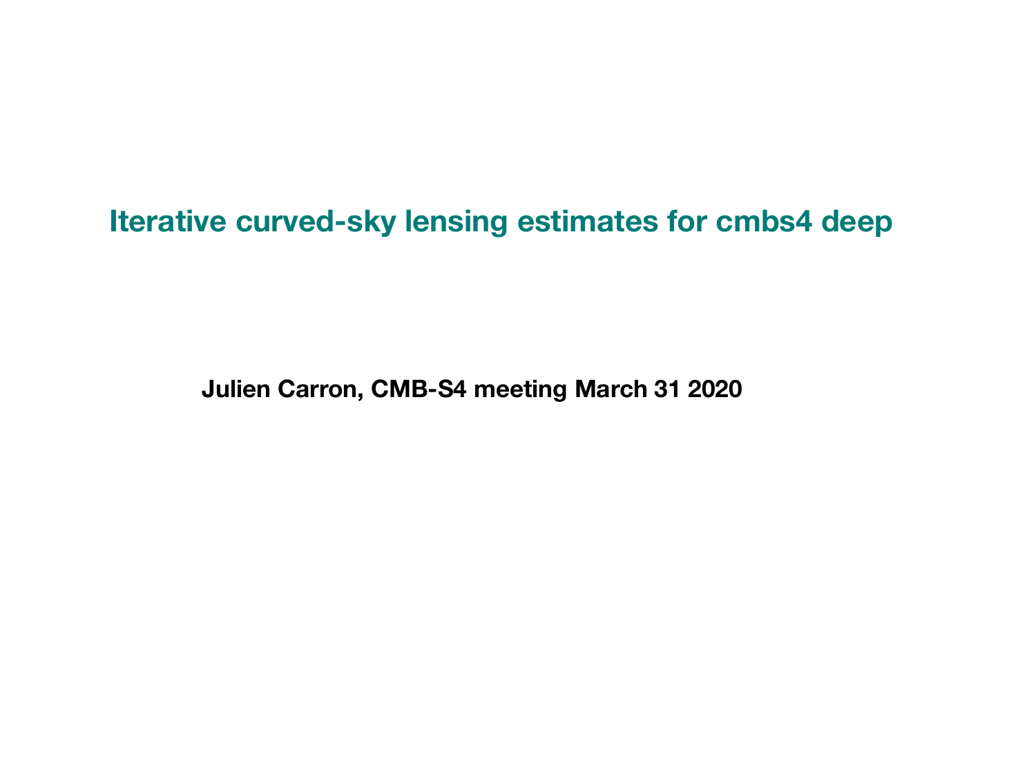# Iterative curved-sky lensing estimates for cmbs4 deep

**Julien Carron, CMB-S4 meeting March 31 2020**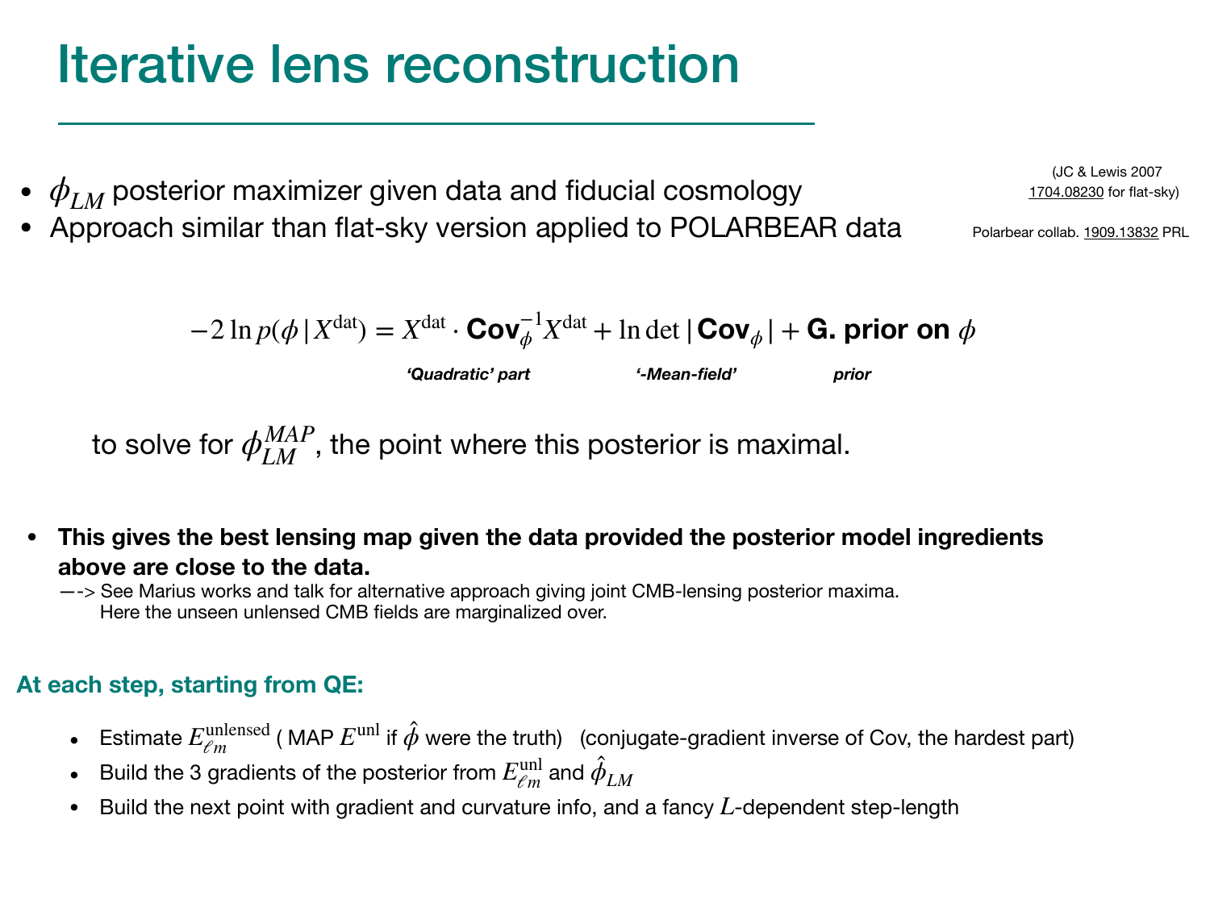# Iterative lens reconstruction

(JC & Lewis 2007 1704.08230 for flat-sky)

Polarbear collab. 1909.13832 PRL

- $\phi_{LM}$ posterior maximizer given data and fiducial cosmology
- Approach similar than flat-sky version applied to POLARBEAR data

$$-2\ln p(\phi\,|\,X^{\rm dat}) = X^{\rm dat}\cdot \textbf{Cov}_\phi^{-1} X^{\rm dat} + \ln\det|\textbf{Cov}_\phi| + \textbf{G. prior on } \phi$$

*'Quadratic' part* — *'-Mean-field'* — *prior*

to solve for $\phi_{LM}^{MAP}$, the point where this posterior is maximal.

- **This gives the best lensing map given the data provided the posterior model ingredients above are close to the data.**
  —-> See Marius works and talk for alternative approach giving joint CMB-lensing posterior maxima.
  Here the unseen unlensed CMB fields are marginalized over.

**At each step, starting from QE:**

- Estimate $E_{\ell m}^{\rm unlensed}$ ( MAP $E^{\rm unl}$ if $\hat{\phi}$ were the truth) (conjugate-gradient inverse of Cov, the hardest part)
- Build the 3 gradients of the posterior from $E_{\ell m}^{\rm unl}$ and $\hat{\phi}_{LM}$
- Build the next point with gradient and curvature info, and a fancy $L$-dependent step-length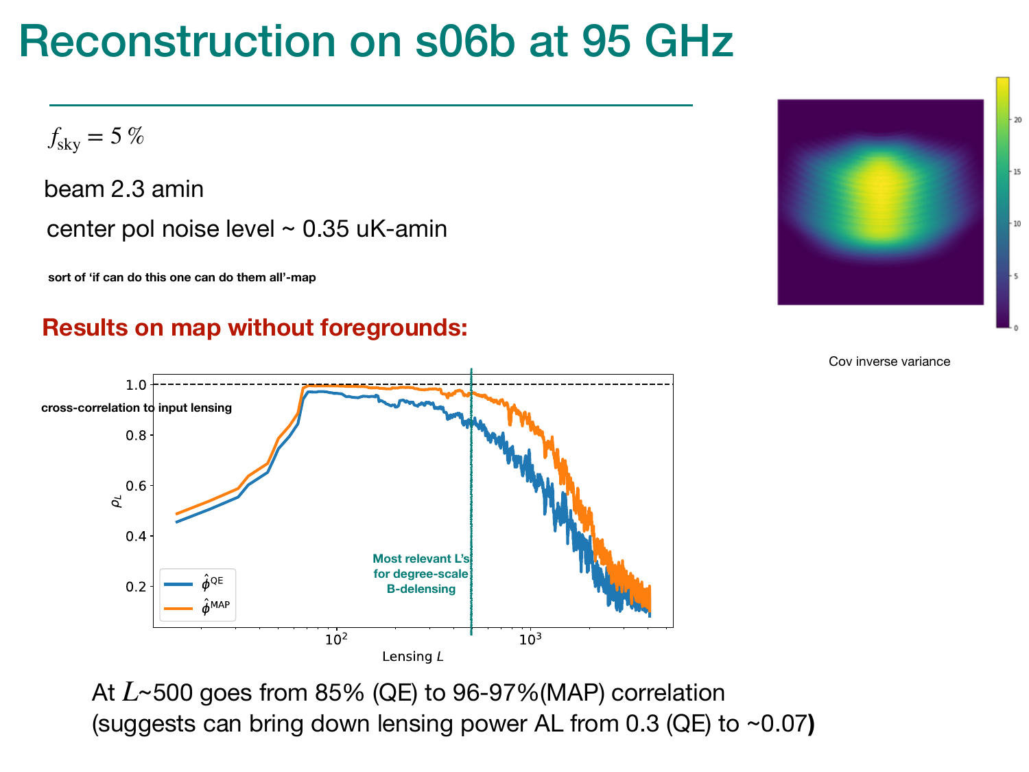# Reconstruction on s06b at 95 GHz

$f_{\text{sky}} = 5\,\%$

beam 2.3 amin

center pol noise level ~ 0.35 uK-amin

sort of 'if can do this one can do them all'-map

Cov inverse variance

**Results on map without foregrounds:**

cross-correlation to input lensing

Most relevant L's for degree-scale B-delensing

Legend: $\hat{\phi}^{\text{QE}}$, $\hat{\phi}^{\text{MAP}}$

At $L$~500 goes from 85% (QE) to 96-97%(MAP) correlation
(suggests can bring down lensing power AL from 0.3 (QE) to ~0.07**)**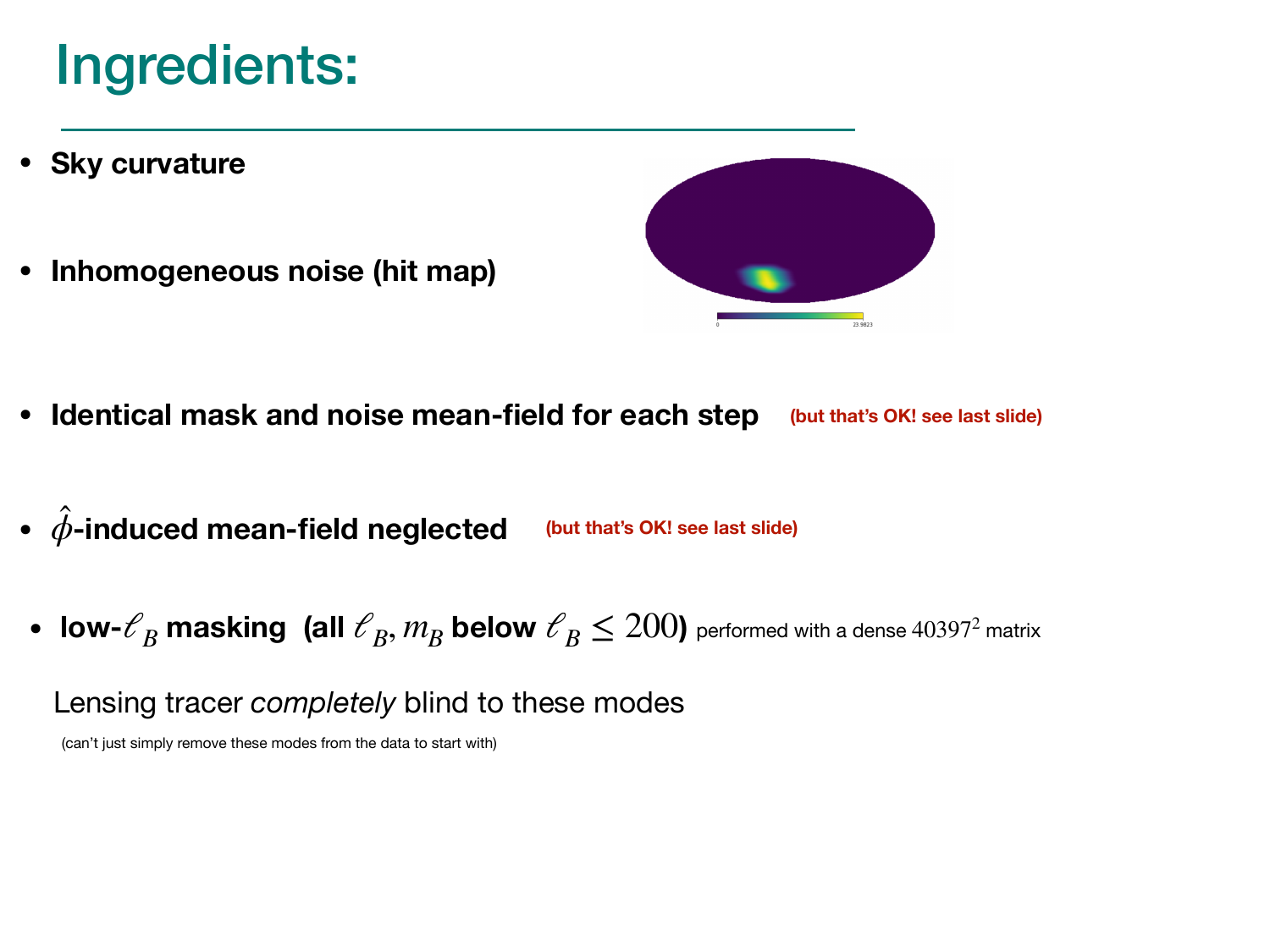# Ingredients:

- **Sky curvature**
- **Inhomogeneous noise (hit map)**
- **Identical mask and noise mean-field for each step** **(but that's OK! see last slide)**
- **$\hat{\phi}$-induced mean-field neglected** **(but that's OK! see last slide)**
- **low-$\ell_B$ masking (all $\ell_B, m_B$ below $\ell_B \leq 200$)** performed with a dense $40397^2$ matrix

Lensing tracer *completely* blind to these modes

(can't just simply remove these modes from the data to start with)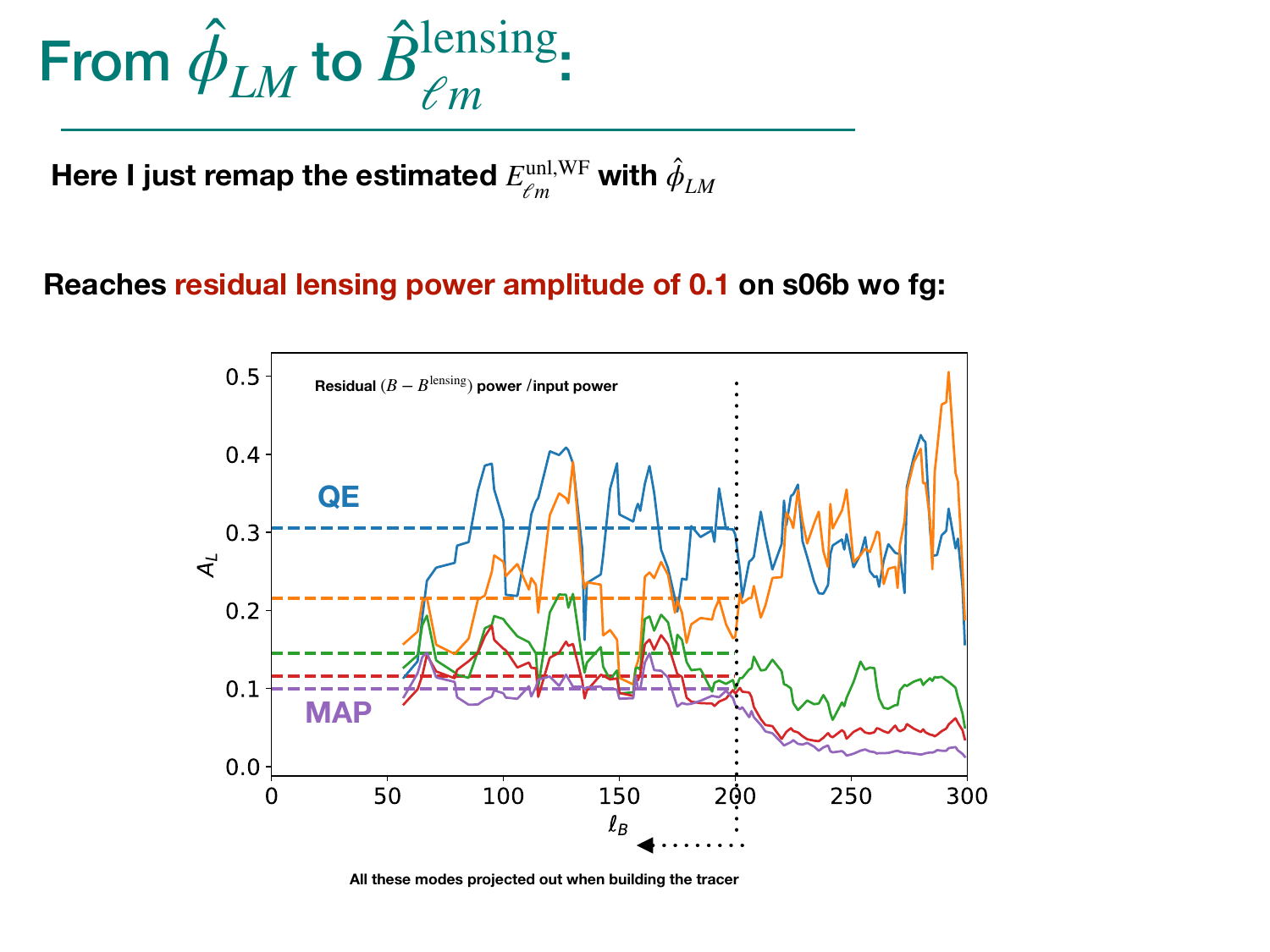# From $\hat{\phi}_{LM}$ to $\hat{B}^{\rm lensing}_{\ell m}$:

**Here I just remap the estimated $E^{\rm unl, WF}_{\ell m}$ with $\hat{\phi}_{LM}$**

**Reaches residual lensing power amplitude of 0.1 on s06b wo fg:**

Residual $(B - B^{\rm lensing})$ power / input power

QE

MAP

$A_L$

$\ell_B$

All these modes projected out when building the tracer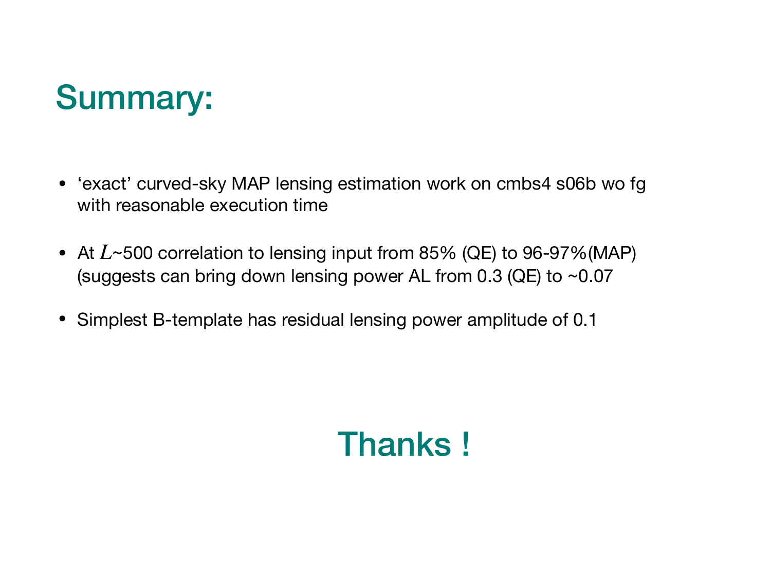# Summary:

- ‘exact’ curved-sky MAP lensing estimation work on cmbs4 s06b wo fg with reasonable execution time
- At $L$~500 correlation to lensing input from 85% (QE) to 96-97%(MAP) (suggests can bring down lensing power AL from 0.3 (QE) to ~0.07
- Simplest B-template has residual lensing power amplitude of 0.1

## Thanks !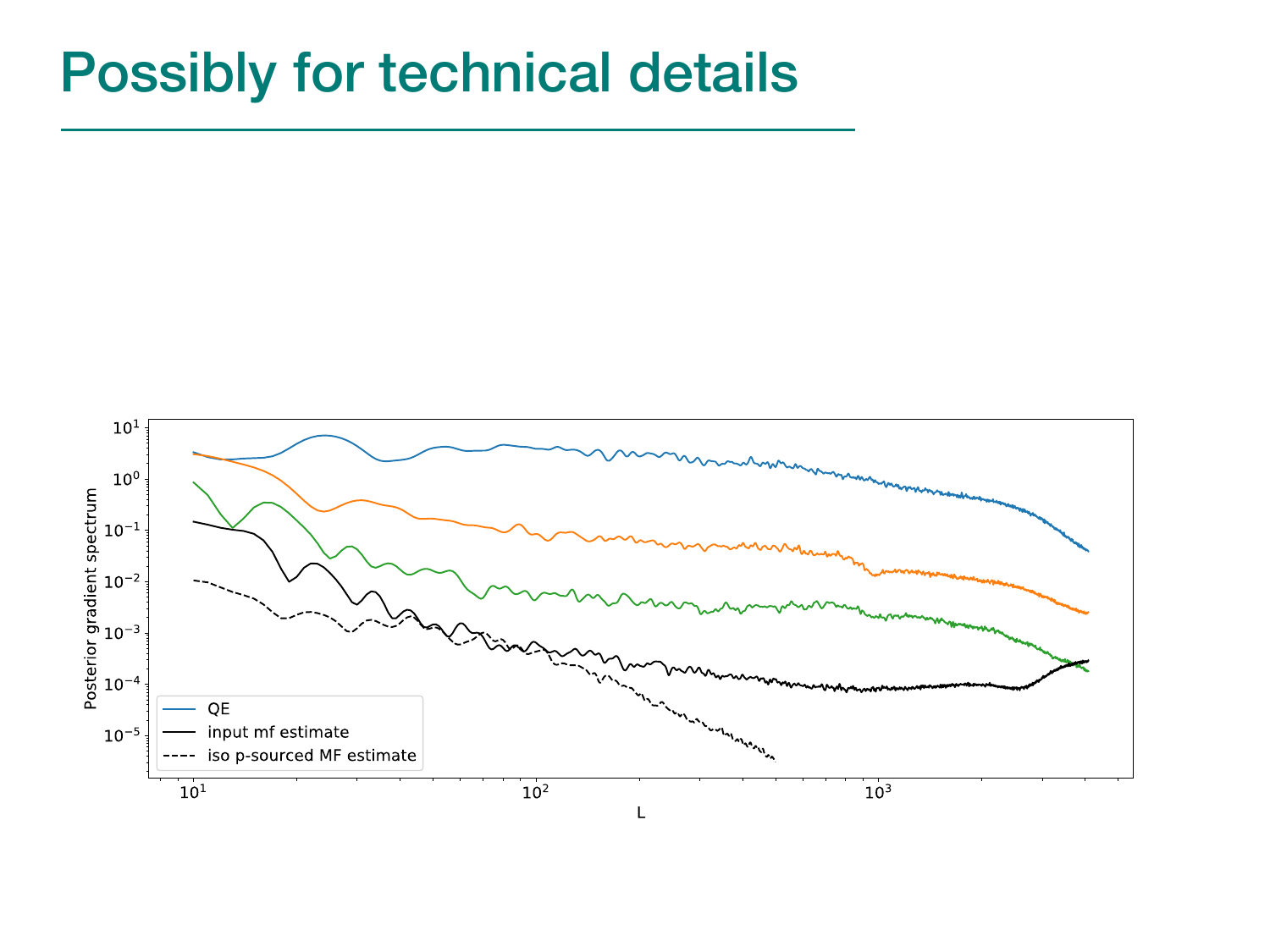# Possibly for technical details

Posterior gradient spectrum

$10^{1}$

$10^{0}$

$10^{-1}$

$10^{-2}$

$10^{-3}$

$10^{-4}$

$10^{-5}$

$10^{1}$

$10^{2}$

$10^{3}$

L

QE

input mf estimate

iso p-sourced MF estimate